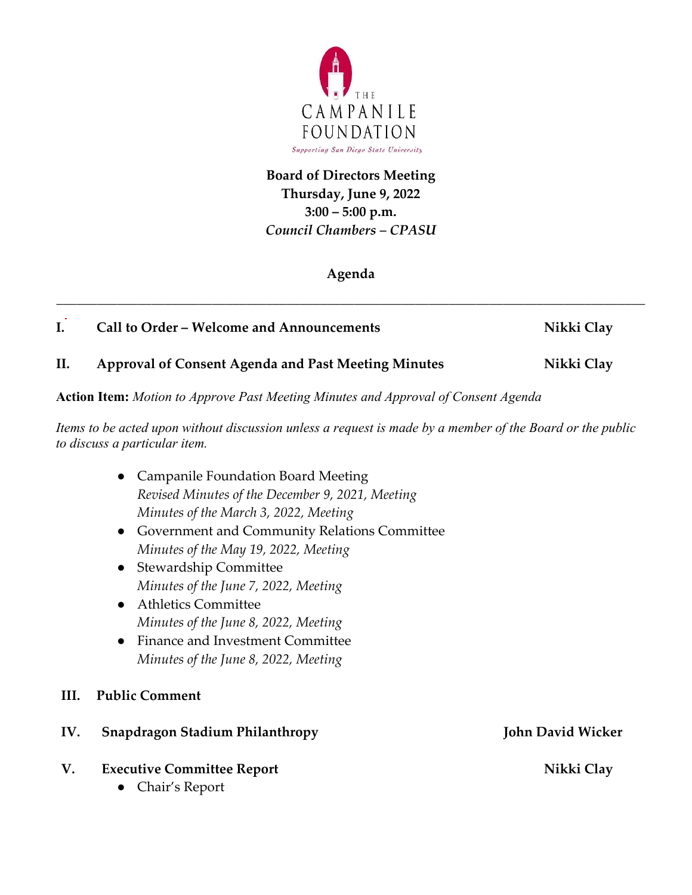THE
CAMPANILE
FOUNDATION

*Supporting San Diego State University*

**Board of Directors Meeting**
**Thursday, June 9, 2022**
**3:00 – 5:00 p.m.**
***Council Chambers – CPASU***

## Agenda

---

**I. Call to Order – Welcome and Announcements** — **Nikki Clay**

**II. Approval of Consent Agenda and Past Meeting Minutes** — **Nikki Clay**

**Action Item:** *Motion to Approve Past Meeting Minutes and Approval of Consent Agenda*

*Items to be acted upon without discussion unless a request is made by a member of the Board or the public to discuss a particular item.*

- Campanile Foundation Board Meeting
  *Revised Minutes of the December 9, 2021, Meeting*
  *Minutes of the March 3, 2022, Meeting*
- Government and Community Relations Committee
  *Minutes of the May 19, 2022, Meeting*
- Stewardship Committee
  *Minutes of the June 7, 2022, Meeting*
- Athletics Committee
  *Minutes of the June 8, 2022, Meeting*
- Finance and Investment Committee
  *Minutes of the June 8, 2022, Meeting*

**III. Public Comment**

**IV. Snapdragon Stadium Philanthropy** — **John David Wicker**

**V. Executive Committee Report** — **Nikki Clay**

- Chair's Report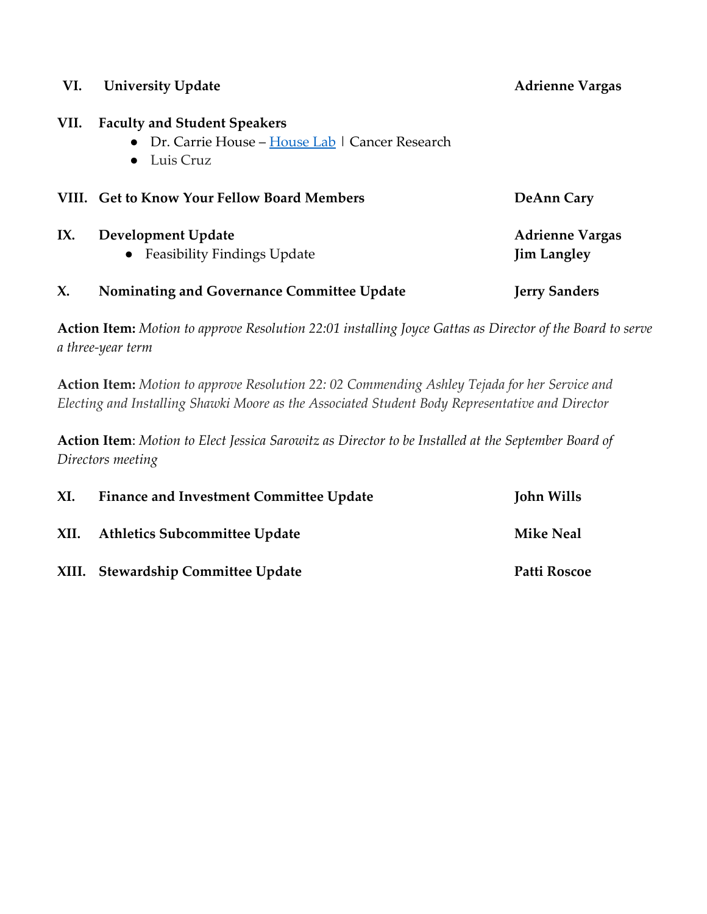**VI. University Update** **Adrienne Vargas**

**VII. Faculty and Student Speakers**

- Dr. Carrie House – [House Lab](#) | Cancer Research
- Luis Cruz

**VIII. Get to Know Your Fellow Board Members** **DeAnn Cary**

**IX. Development Update** **Adrienne Vargas**

- Feasibility Findings Update **Jim Langley**

**X. Nominating and Governance Committee Update** **Jerry Sanders**

**Action Item:** *Motion to approve Resolution 22:01 installing Joyce Gattas as Director of the Board to serve a three-year term*

**Action Item:** *Motion to approve Resolution 22: 02 Commending Ashley Tejada for her Service and Electing and Installing Shawki Moore as the Associated Student Body Representative and Director*

**Action Item**: *Motion to Elect Jessica Sarowitz as Director to be Installed at the September Board of Directors meeting*

**XI. Finance and Investment Committee Update** **John Wills**

**XII. Athletics Subcommittee Update** **Mike Neal**

**XIII. Stewardship Committee Update** **Patti Roscoe**